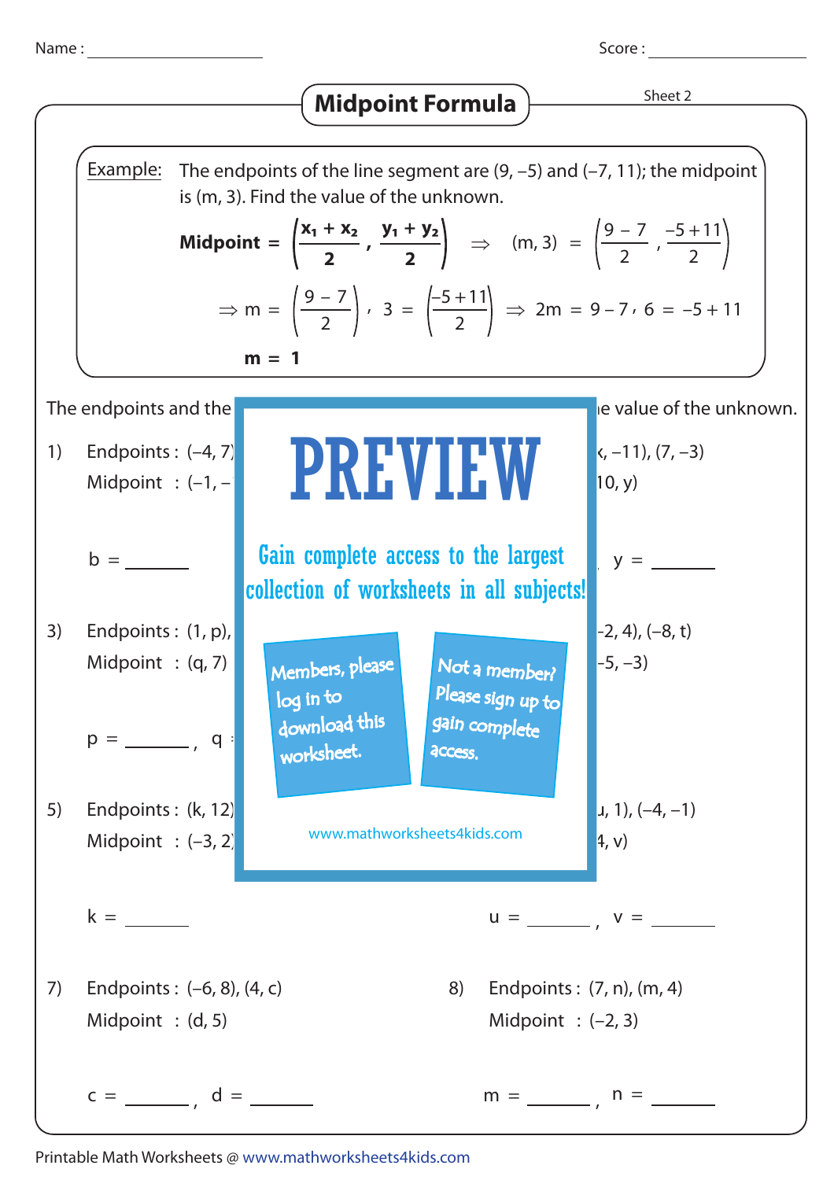Name : ____________________ Score : ____________________

# Midpoint Formula

Sheet 2

**Example:** The endpoints of the line segment are (9, –5) and (–7, 11); the midpoint is (m, 3). Find the value of the unknown.

$$\textbf{Midpoint} = \left(\frac{x_1 + x_2}{2}, \frac{y_1 + y_2}{2}\right) \Rightarrow (m, 3) = \left(\frac{9-7}{2}, \frac{-5+11}{2}\right)$$

$$\Rightarrow m = \left(\frac{9-7}{2}\right), \; 3 = \left(\frac{-5+11}{2}\right) \Rightarrow 2m = 9 - 7, \; 6 = -5 + 11$$

$$m = 1$$

The endpoints and the ... ie value of the unknown.

1) Endpoints : (–4, 7) ...
Midpoint : (–1, – ...

b = ______

... x, –11), (7, –3)
... 10, y)

... y = ______

3) Endpoints : (1, p), ...
Midpoint : (q, 7)

p = ______ , q = ...

... –2, 4), (–8, t)
... –5, –3)

5) Endpoints : (k, 12) ...
Midpoint : (–3, 2) ...

k = ______

... u, 1), (–4, –1)
... 4, v)

u = ______ , v = ______

7) Endpoints : (–6, 8), (4, c)
Midpoint : (d, 5)

c = ______ , d = ______

8) Endpoints : (7, n), (m, 4)
Midpoint : (–2, 3)

m = ______ , n = ______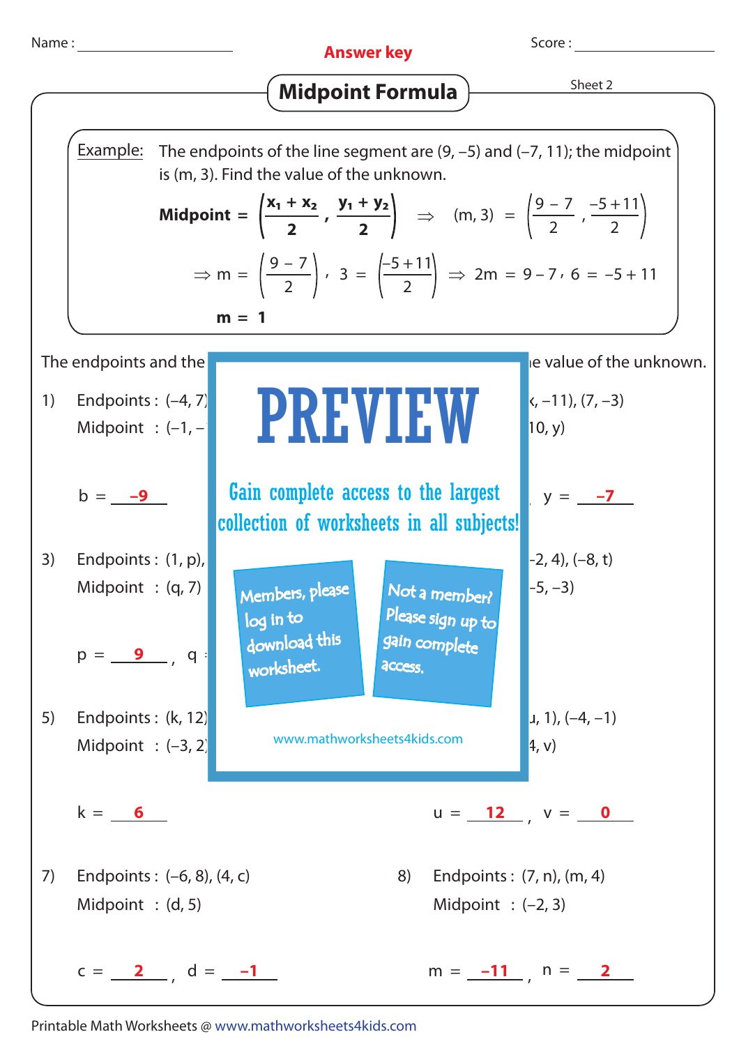Name : ____________ **Answer key** Score : ____________

# Midpoint Formula

Sheet 2

**Example:** The endpoints of the line segment are (9, –5) and (–7, 11); the midpoint is (m, 3). Find the value of the unknown.

$$\textbf{Midpoint} = \left(\frac{x_1 + x_2}{2}, \frac{y_1 + y_2}{2}\right) \Rightarrow (m, 3) = \left(\frac{9-7}{2}, \frac{-5+11}{2}\right)$$

$$\Rightarrow m = \left(\frac{9-7}{2}\right),\ 3 = \left(\frac{-5+11}{2}\right) \Rightarrow 2m = 9 - 7,\ 6 = -5 + 11$$

**m = 1**

The endpoints and the ... e value of the unknown.

1) Endpoints : (–4, 7) ...
   Midpoint : (–1, – ...

   b = **–9**

2) Endpoints : ... , –11), (7, –3)
   Midpoint : ... 10, y)

   y = **–7**

3) Endpoints : (1, p), ...
   Midpoint : (q, 7)

   p = **9** , q = ...

4) Endpoints : ... –2, 4), (–8, t)
   Midpoint : ... –5, –3)

5) Endpoints : (k, 12) ...
   Midpoint : (–3, 2) ...

   k = **6**

6) Endpoints : ... u, 1), (–4, –1)
   Midpoint : ... 4, v)

   u = **12** , v = **0**

7) Endpoints : (–6, 8), (4, c)
   Midpoint : (d, 5)

   c = **2** , d = **–1**

8) Endpoints : (7, n), (m, 4)
   Midpoint : (–2, 3)

   m = **–11** , n = **2**

Printable Math Worksheets @ www.mathworksheets4kids.com